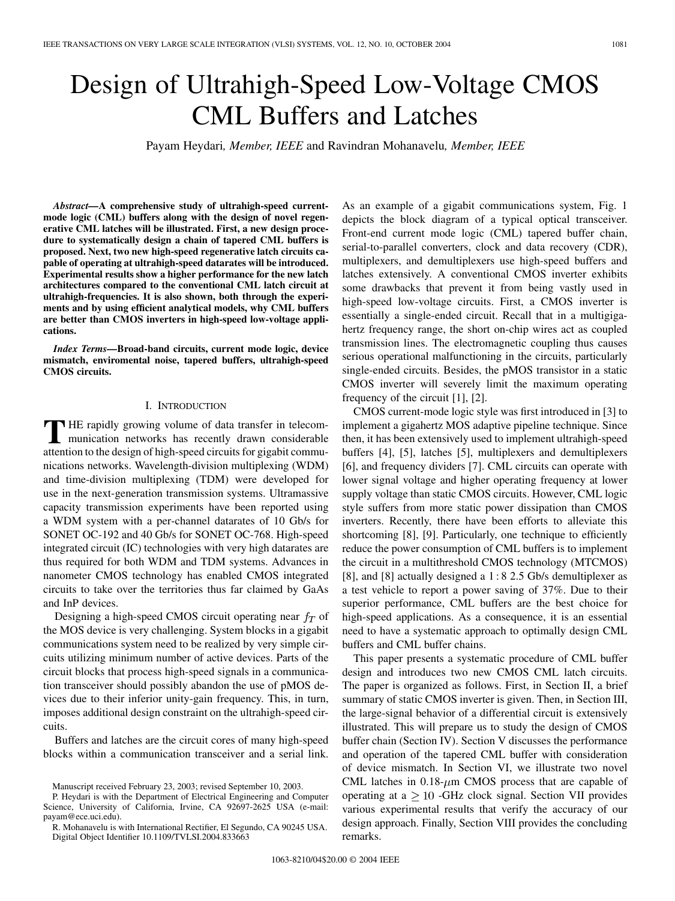# Design of Ultrahigh-Speed Low-Voltage CMOS CML Buffers and Latches

Payam Heydari, *Member, IEEE* and Ravindran Mohanavelu, *Member, IEEE*

***Abstract*—A comprehensive study of ultrahigh-speed current-mode logic (CML) buffers along with the design of novel regenerative CML latches will be illustrated. First, a new design procedure to systematically design a chain of tapered CML buffers is proposed. Next, two new high-speed regenerative latch circuits capable of operating at ultrahigh-speed datarates will be introduced. Experimental results show a higher performance for the new latch architectures compared to the conventional CML latch circuit at ultrahigh-frequencies. It is also shown, both through the experiments and by using efficient analytical models, why CML buffers are better than CMOS inverters in high-speed low-voltage applications.**

***Index Terms*—Broad-band circuits, current mode logic, device mismatch, enviromental noise, tapered buffers, ultrahigh-speed CMOS circuits.**

## I. Introduction

The rapidly growing volume of data transfer in telecommunication networks has recently drawn considerable attention to the design of high-speed circuits for gigabit communications networks. Wavelength-division multiplexing (WDM) and time-division multiplexing (TDM) were developed for use in the next-generation transmission systems. Ultramassive capacity transmission experiments have been reported using a WDM system with a per-channel datarates of 10 Gb/s for SONET OC-192 and 40 Gb/s for SONET OC-768. High-speed integrated circuit (IC) technologies with very high datarates are thus required for both WDM and TDM systems. Advances in nanometer CMOS technology has enabled CMOS integrated circuits to take over the territories thus far claimed by GaAs and InP devices.

Designing a high-speed CMOS circuit operating near $f_T$ of the MOS device is very challenging. System blocks in a gigabit communications system need to be realized by very simple circuits utilizing minimum number of active devices. Parts of the circuit blocks that process high-speed signals in a communication transceiver should possibly abandon the use of pMOS devices due to their inferior unity-gain frequency. This, in turn, imposes additional design constraint on the ultrahigh-speed circuits.

Buffers and latches are the circuit cores of many high-speed blocks within a communication transceiver and a serial link. As an example of a gigabit communications system, Fig. 1 depicts the block diagram of a typical optical transceiver. Front-end current mode logic (CML) tapered buffer chain, serial-to-parallel converters, clock and data recovery (CDR), multiplexers, and demultiplexers use high-speed buffers and latches extensively. A conventional CMOS inverter exhibits some drawbacks that prevent it from being vastly used in high-speed low-voltage circuits. First, a CMOS inverter is essentially a single-ended circuit. Recall that in a multigigahertz frequency range, the short on-chip wires act as coupled transmission lines. The electromagnetic coupling thus causes serious operational malfunctioning in the circuits, particularly single-ended circuits. Besides, the pMOS transistor in a static CMOS inverter will severely limit the maximum operating frequency of the circuit [1], [2].

CMOS current-mode logic style was first introduced in [3] to implement a gigahertz MOS adaptive pipeline technique. Since then, it has been extensively used to implement ultrahigh-speed buffers [4], [5], latches [5], multiplexers and demultiplexers [6], and frequency dividers [7]. CML circuits can operate with lower signal voltage and higher operating frequency at lower supply voltage than static CMOS circuits. However, CML logic style suffers from more static power dissipation than CMOS inverters. Recently, there have been efforts to alleviate this shortcoming [8], [9]. Particularly, one technique to efficiently reduce the power consumption of CML buffers is to implement the circuit in a multithreshold CMOS technology (MTCMOS) [8], and [8] actually designed a 1 : 8 2.5 Gb/s demultiplexer as a test vehicle to report a power saving of 37%. Due to their superior performance, CML buffers are the best choice for high-speed applications. As a consequence, it is an essential need to have a systematic approach to optimally design CML buffers and CML buffer chains.

This paper presents a systematic procedure of CML buffer design and introduces two new CMOS CML latch circuits. The paper is organized as follows. First, in Section II, a brief summary of static CMOS inverter is given. Then, in Section III, the large-signal behavior of a differential circuit is extensively illustrated. This will prepare us to study the design of CMOS buffer chain (Section IV). Section V discusses the performance and operation of the tapered CML buffer with consideration of device mismatch. In Section VI, we illustrate two novel CML latches in 0.18-$\mu$m CMOS process that are capable of operating at a $\geq 10$ -GHz clock signal. Section VII provides various experimental results that verify the accuracy of our design approach. Finally, Section VIII provides the concluding remarks.

Manuscript received February 23, 2003; revised September 10, 2003.

P. Heydari is with the Department of Electrical Engineering and Computer Science, University of California, Irvine, CA 92697-2625 USA (e-mail: payam@ece.uci.edu).

R. Mohanavelu is with International Rectifier, El Segundo, CA 90245 USA.

Digital Object Identifier 10.1109/TVLSI.2004.833663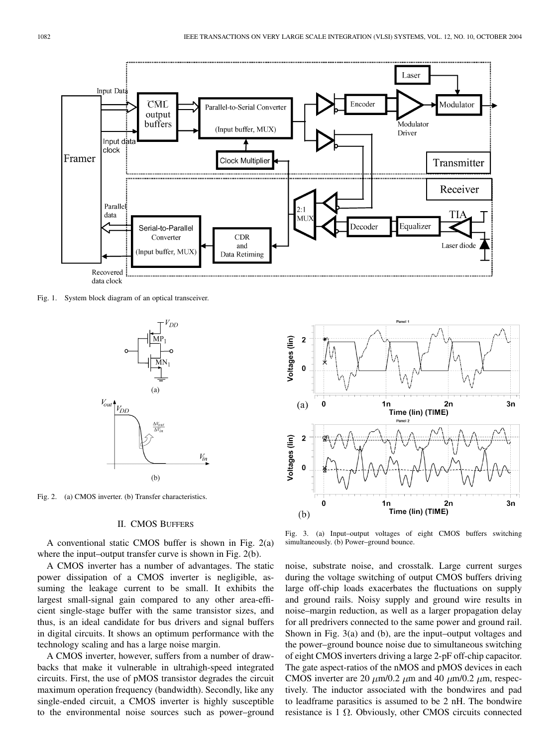Fig. 1. System block diagram of an optical transceiver.

Fig. 2. (a) CMOS inverter. (b) Transfer characteristics.

Fig. 3. (a) Input–output voltages of eight CMOS buffers switching simultaneously. (b) Power–ground bounce.

## II. CMOS BUFFERS

A conventional static CMOS buffer is shown in Fig. 2(a) where the input–output transfer curve is shown in Fig. 2(b).

A CMOS inverter has a number of advantages. The static power dissipation of a CMOS inverter is negligible, assuming the leakage current to be small. It exhibits the largest small-signal gain compared to any other area-efficient single-stage buffer with the same transistor sizes, and thus, is an ideal candidate for bus drivers and signal buffers in digital circuits. It shows an optimum performance with the technology scaling and has a large noise margin.

A CMOS inverter, however, suffers from a number of drawbacks that make it vulnerable in ultrahigh-speed integrated circuits. First, the use of pMOS transistor degrades the circuit maximum operation frequency (bandwidth). Secondly, like any single-ended circuit, a CMOS inverter is highly susceptible to the environmental noise sources such as power–ground noise, substrate noise, and crosstalk. Large current surges during the voltage switching of output CMOS buffers driving large off-chip loads exacerbates the fluctuations on supply and ground rails. Noisy supply and ground wire results in noise–margin reduction, as well as a larger propagation delay for all predrivers connected to the same power and ground rail. Shown in Fig. 3(a) and (b), are the input–output voltages and the power–ground bounce noise due to simultaneous switching of eight CMOS inverters driving a large 2-pF off-chip capacitor. The gate aspect-ratios of the nMOS and pMOS devices in each CMOS inverter are 20 $\mu$m/0.2 $\mu$m and 40 $\mu$m/0.2 $\mu$m, respectively. The inductor associated with the bondwires and pad to leadframe parasitics is assumed to be 2 nH. The bondwire resistance is 1 $\Omega$. Obviously, other CMOS circuits connected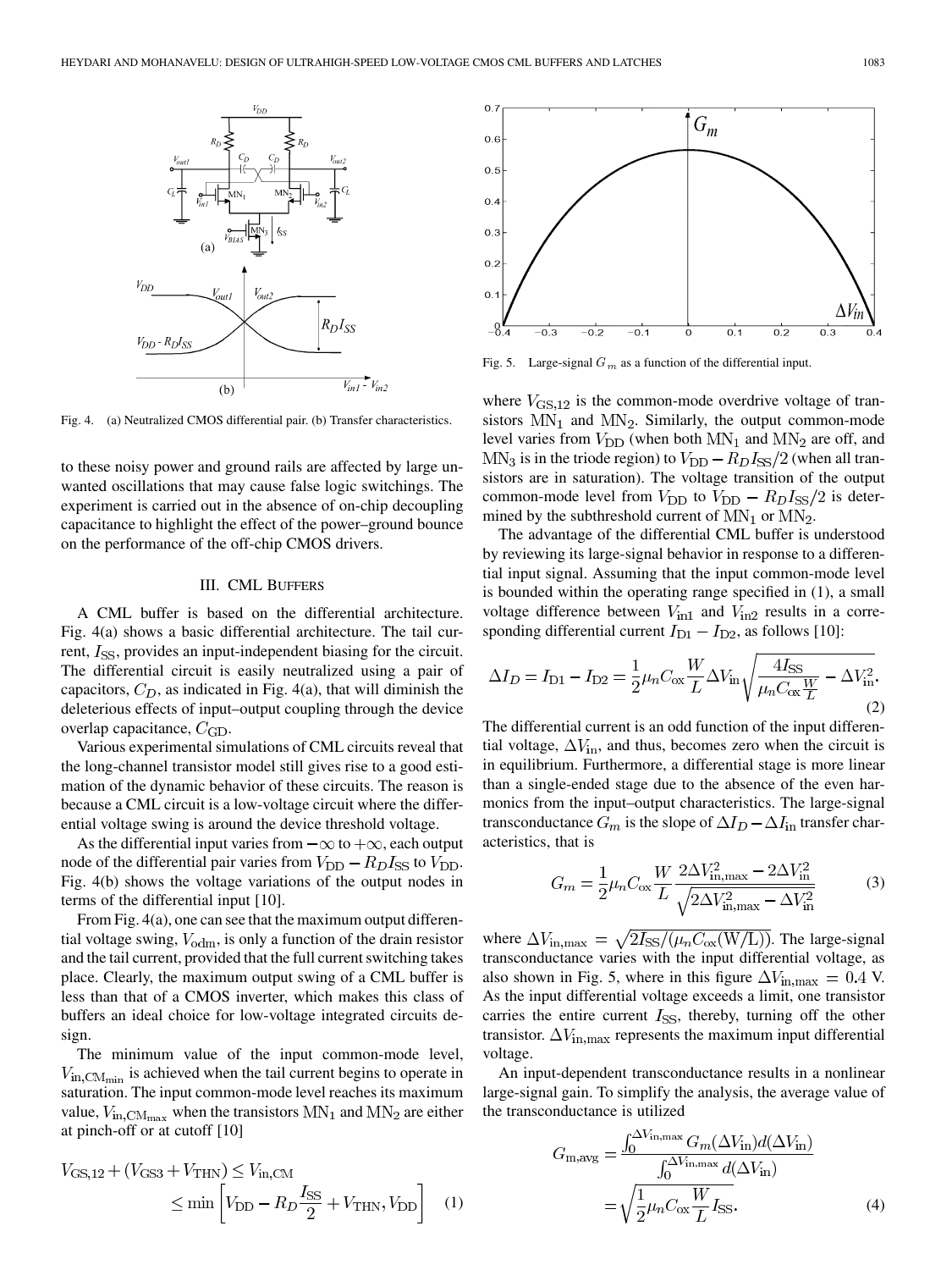Fig. 4. (a) Neutralized CMOS differential pair. (b) Transfer characteristics.

to these noisy power and ground rails are affected by large unwanted oscillations that may cause false logic switchings. The experiment is carried out in the absence of on-chip decoupling capacitance to highlight the effect of the power–ground bounce on the performance of the off-chip CMOS drivers.

## III. CML Buffers

A CML buffer is based on the differential architecture. Fig. 4(a) shows a basic differential architecture. The tail current, $I_{SS}$, provides an input-independent biasing for the circuit. The differential circuit is easily neutralized using a pair of capacitors, $C_D$, as indicated in Fig. 4(a), that will diminish the deleterious effects of input–output coupling through the device overlap capacitance, $C_{GD}$.

Various experimental simulations of CML circuits reveal that the long-channel transistor model still gives rise to a good estimation of the dynamic behavior of these circuits. The reason is because a CML circuit is a low-voltage circuit where the differential voltage swing is around the device threshold voltage.

As the differential input varies from $-\infty$ to $+\infty$, each output node of the differential pair varies from $V_{DD} - R_D I_{SS}$ to $V_{DD}$. Fig. 4(b) shows the voltage variations of the output nodes in terms of the differential input [10].

From Fig. 4(a), one can see that the maximum output differential voltage swing, $V_{odm}$, is only a function of the drain resistor and the tail current, provided that the full current switching takes place. Clearly, the maximum output swing of a CML buffer is less than that of a CMOS inverter, which makes this class of buffers an ideal choice for low-voltage integrated circuits design.

The minimum value of the input common-mode level, $V_{in,CM_{min}}$ is achieved when the tail current begins to operate in saturation. The input common-mode level reaches its maximum value, $V_{in,CM_{max}}$ when the transistors $MN_1$ and $MN_2$ are either at pinch-off or at cutoff [10]

$$V_{GS,12} + (V_{GS3} + V_{THN}) \le V_{in,CM} \le \min\left[V_{DD} - R_D\frac{I_{SS}}{2} + V_{THN}, V_{DD}\right] \quad (1)$$

Fig. 5. Large-signal $G_m$ as a function of the differential input.

where $V_{GS,12}$ is the common-mode overdrive voltage of transistors $MN_1$ and $MN_2$. Similarly, the output common-mode level varies from $V_{DD}$ (when both $MN_1$ and $MN_2$ are off, and $MN_3$ is in the triode region) to $V_{DD} - R_D I_{SS}/2$ (when all transistors are in saturation). The voltage transition of the output common-mode level from $V_{DD}$ to $V_{DD} - R_D I_{SS}/2$ is determined by the subthreshold current of $MN_1$ or $MN_2$.

The advantage of the differential CML buffer is understood by reviewing its large-signal behavior in response to a differential input signal. Assuming that the input common-mode level is bounded within the operating range specified in (1), a small voltage difference between $V_{in1}$ and $V_{in2}$ results in a corresponding differential current $I_{D1} - I_{D2}$, as follows [10]:

$$\Delta I_D = I_{D1} - I_{D2} = \frac{1}{2}\mu_n C_{ox}\frac{W}{L}\Delta V_{in}\sqrt{\frac{4I_{SS}}{\mu_n C_{ox}\frac{W}{L}} - \Delta V_{in}^2}. \quad (2)$$

The differential current is an odd function of the input differential voltage, $\Delta V_{in}$, and thus, becomes zero when the circuit is in equilibrium. Furthermore, a differential stage is more linear than a single-ended stage due to the absence of the even harmonics from the input–output characteristics. The large-signal transconductance $G_m$ is the slope of $\Delta I_D - \Delta I_{in}$ transfer characteristics, that is

$$G_m = \frac{1}{2}\mu_n C_{ox}\frac{W}{L}\frac{2\Delta V_{in,max}^2 - 2\Delta V_{in}^2}{\sqrt{2\Delta V_{in,max}^2 - \Delta V_{in}^2}} \quad (3)$$

where $\Delta V_{in,max} = \sqrt{2I_{SS}/(\mu_n C_{ox}(W/L))}$. The large-signal transconductance varies with the input differential voltage, as also shown in Fig. 5, where in this figure $\Delta V_{in,max} = 0.4$ V. As the input differential voltage exceeds a limit, one transistor carries the entire current $I_{SS}$, thereby, turning off the other transistor. $\Delta V_{in,max}$ represents the maximum input differential voltage.

An input-dependent transconductance results in a nonlinear large-signal gain. To simplify the analysis, the average value of the transconductance is utilized

$$G_{m,avg} = \frac{\int_0^{\Delta V_{in,max}} G_m(\Delta V_{in})d(\Delta V_{in})}{\int_0^{\Delta V_{in,max}} d(\Delta V_{in})} = \sqrt{\frac{1}{2}\mu_n C_{ox}\frac{W}{L}I_{SS}}. \quad (4)$$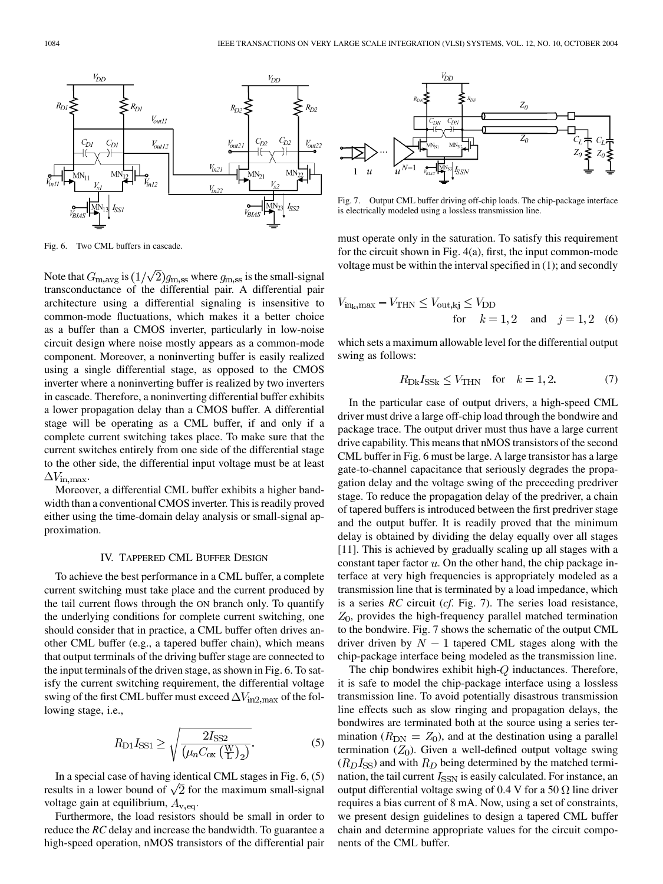Fig. 6. Two CML buffers in cascade.

Note that $G_{\mathrm{m,avg}}$ is $(1/\sqrt{2})g_{\mathrm{m,ss}}$ where $g_{\mathrm{m,ss}}$ is the small-signal transconductance of the differential pair. A differential pair architecture using a differential signaling is insensitive to common-mode fluctuations, which makes it a better choice as a buffer than a CMOS inverter, particularly in low-noise circuit design where noise mostly appears as a common-mode component. Moreover, a noninverting buffer is easily realized using a single differential stage, as opposed to the CMOS inverter where a noninverting buffer is realized by two inverters in cascade. Therefore, a noninverting differential buffer exhibits a lower propagation delay than a CMOS buffer. A differential stage will be operating as a CML buffer, if and only if a complete current switching takes place. To make sure that the current switches entirely from one side of the differential stage to the other side, the differential input voltage must be at least $\Delta V_{\mathrm{in,max}}$.

Moreover, a differential CML buffer exhibits a higher bandwidth than a conventional CMOS inverter. This is readily proved either using the time-domain delay analysis or small-signal approximation.

## IV. Tappered CML Buffer Design

To achieve the best performance in a CML buffer, a complete current switching must take place and the current produced by the tail current flows through the ON branch only. To quantify the underlying conditions for complete current switching, one should consider that in practice, a CML buffer often drives another CML buffer (e.g., a tapered buffer chain), which means that output terminals of the driving buffer stage are connected to the input terminals of the driven stage, as shown in Fig. 6. To satisfy the current switching requirement, the differential voltage swing of the first CML buffer must exceed $\Delta V_{\mathrm{in2,max}}$ of the following stage, i.e.,

$$R_{\mathrm{D1}} I_{\mathrm{SS1}} \geq \sqrt{\frac{2I_{\mathrm{SS2}}}{\left(\mu_n C_{\mathrm{ox}}\left(\frac{\mathrm{W}}{\mathrm{L}}\right)_2\right)}}. \quad (5)$$

In a special case of having identical CML stages in Fig. 6, (5) results in a lower bound of $\sqrt{2}$ for the maximum small-signal voltage gain at equilibrium, $A_{\mathrm{v,eq}}$.

Furthermore, the load resistors should be small in order to reduce the *RC* delay and increase the bandwidth. To guarantee a high-speed operation, nMOS transistors of the differential pair must operate only in the saturation. To satisfy this requirement for the circuit shown in Fig. 4(a), first, the input common-mode voltage must be within the interval specified in (1); and secondly

$$V_{\mathrm{in_k,max}} - V_{\mathrm{THN}} \leq V_{\mathrm{out,kj}} \leq V_{\mathrm{DD}} \quad \text{for} \quad k = 1,2 \quad \text{and} \quad j = 1,2 \quad (6)$$

which sets a maximum allowable level for the differential output swing as follows:

$$R_{\mathrm{Dk}} I_{\mathrm{SSk}} \leq V_{\mathrm{THN}} \quad \text{for} \quad k = 1,2. \quad (7)$$

In the particular case of output drivers, a high-speed CML driver must drive a large off-chip load through the bondwire and package trace. The output driver must thus have a large current drive capability. This means that nMOS transistors of the second CML buffer in Fig. 6 must be large. A large transistor has a large gate-to-channel capacitance that seriously degrades the propagation delay and the voltage swing of the preceeding predriver stage. To reduce the propagation delay of the predriver, a chain of tapered buffers is introduced between the first predriver stage and the output buffer. It is readily proved that the minimum delay is obtained by dividing the delay equally over all stages [11]. This is achieved by gradually scaling up all stages with a constant taper factor $u$. On the other hand, the chip package interface at very high frequencies is appropriately modeled as a transmission line that is terminated by a load impedance, which is a series *RC* circuit (*cf.* Fig. 7). The series load resistance, $Z_0$, provides the high-frequency parallel matched termination to the bondwire. Fig. 7 shows the schematic of the output CML driver driven by $N-1$ tapered CML stages along with the chip-package interface being modeled as the transmission line.

Fig. 7. Output CML buffer driving off-chip loads. The chip-package interface is electrically modeled using a lossless transmission line.

The chip bondwires exhibit high-$Q$ inductances. Therefore, it is safe to model the chip-package interface using a lossless transmission line. To avoid potentially disastrous transmission line effects such as slow ringing and propagation delays, the bondwires are terminated both at the source using a series termination ($R_{\mathrm{DN}} = Z_0$), and at the destination using a parallel termination ($Z_0$). Given a well-defined output voltage swing ($R_D I_{\mathrm{SS}}$) and with $R_D$ being determined by the matched termination, the tail current $I_{\mathrm{SSN}}$ is easily calculated. For instance, an output differential voltage swing of 0.4 V for a 50 $\Omega$ line driver requires a bias current of 8 mA. Now, using a set of constraints, we present design guidelines to design a tapered CML buffer chain and determine appropriate values for the circuit components of the CML buffer.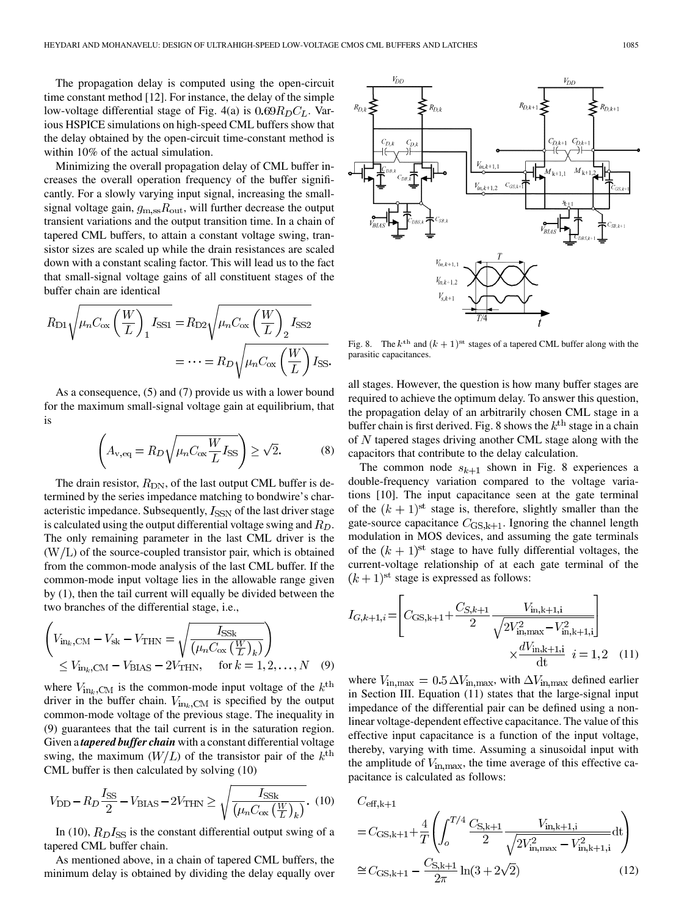The propagation delay is computed using the open-circuit time constant method [12]. For instance, the delay of the simple low-voltage differential stage of Fig. 4(a) is $0.69 R_D C_L$. Various HSPICE simulations on high-speed CML buffers show that the delay obtained by the open-circuit time-constant method is within 10% of the actual simulation.

Minimizing the overall propagation delay of CML buffer increases the overall operation frequency of the buffer significantly. For a slowly varying input signal, increasing the small-signal voltage gain, $g_{\mathrm{m,ss}} R_{\mathrm{out}}$, will further decrease the output transient variations and the output transition time. In a chain of tapered CML buffers, to attain a constant voltage swing, transistor sizes are scaled up while the drain resistances are scaled down with a constant scaling factor. This will lead us to the fact that small-signal voltage gains of all constituent stages of the buffer chain are identical

$$R_{\mathrm{D1}} \sqrt{\mu_n C_{\mathrm{ox}} \left(\frac{W}{L}\right)_1 I_{\mathrm{SS1}}} = R_{\mathrm{D2}} \sqrt{\mu_n C_{\mathrm{ox}} \left(\frac{W}{L}\right)_2 I_{\mathrm{SS2}}} = \cdots = R_D \sqrt{\mu_n C_{\mathrm{ox}} \left(\frac{W}{L}\right) I_{\mathrm{SS}}}.$$

As a consequence, (5) and (7) provide us with a lower bound for the maximum small-signal voltage gain at equilibrium, that is

$$\left(A_{\mathrm{v,eq}} = R_D \sqrt{\mu_n C_{\mathrm{ox}} \frac{W}{L} I_{\mathrm{SS}}}\right) \geq \sqrt{2}. \tag{8}$$

The drain resistor, $R_{\mathrm{DN}}$, of the last output CML buffer is determined by the series impedance matching to bondwire's characteristic impedance. Subsequently, $I_{\mathrm{SSN}}$ of the last driver stage is calculated using the output differential voltage swing and $R_D$. The only remaining parameter in the last CML driver is the $(\mathrm{W}/\mathrm{L})$ of the source-coupled transistor pair, which is obtained from the common-mode analysis of the last CML buffer. If the common-mode input voltage lies in the allowable range given by (1), then the tail current will equally be divided between the two branches of the differential stage, i.e.,

$$\left(V_{\mathrm{in}_k,\mathrm{CM}} - V_{\mathrm{sk}} - V_{\mathrm{THN}} = \sqrt{\frac{I_{\mathrm{SSk}}}{\left(\mu_n C_{\mathrm{ox}} \left(\frac{W}{L}\right)_k\right)}}\right) \leq V_{\mathrm{in}_k,\mathrm{CM}} - V_{\mathrm{BIAS}} - 2V_{\mathrm{THN}}, \quad \text{for } k = 1, 2, \ldots, N \tag{9}$$

where $V_{\mathrm{in}_k,\mathrm{CM}}$ is the common-mode input voltage of the $k^{\mathrm{th}}$ driver in the buffer chain. $V_{\mathrm{in}_k,\mathrm{CM}}$ is specified by the output common-mode voltage of the previous stage. The inequality in (9) guarantees that the tail current is in the saturation region. Given a ***tapered buffer chain*** with a constant differential voltage swing, the maximum $(W/L)$ of the transistor pair of the $k^{\mathrm{th}}$ CML buffer is then calculated by solving (10)

$$V_{\mathrm{DD}} - R_D \frac{I_{\mathrm{SS}}}{2} - V_{\mathrm{BIAS}} - 2V_{\mathrm{THN}} \geq \sqrt{\frac{I_{\mathrm{SSk}}}{\left(\mu_n C_{\mathrm{ox}} \left(\frac{W}{L}\right)_k\right)}}. \tag{10}$$

In (10), $R_D I_{\mathrm{SS}}$ is the constant differential output swing of a tapered CML buffer chain.

As mentioned above, in a chain of tapered CML buffers, the minimum delay is obtained by dividing the delay equally over all stages. However, the question is how many buffer stages are required to achieve the optimum delay. To answer this question, the propagation delay of an arbitrarily chosen CML stage in a buffer chain is first derived. Fig. 8 shows the $k^{\mathrm{th}}$ stage in a chain of $N$ tapered stages driving another CML stage along with the capacitors that contribute to the delay calculation.

Fig. 8. The $k^{\mathrm{th}}$ and $(k+1)^{\mathrm{st}}$ stages of a tapered CML buffer along with the parasitic capacitances.

The common node $s_{k+1}$ shown in Fig. 8 experiences a double-frequency variation compared to the voltage variations [10]. The input capacitance seen at the gate terminal of the $(k+1)^{\mathrm{st}}$ stage is, therefore, slightly smaller than the gate-source capacitance $C_{\mathrm{GS,k+1}}$. Ignoring the channel length modulation in MOS devices, and assuming the gate terminals of the $(k+1)^{\mathrm{st}}$ stage to have fully differential voltages, the current-voltage relationship of at each gate terminal of the $(k+1)^{\mathrm{st}}$ stage is expressed as follows:

$$I_{G,k+1,i} = \left[C_{\mathrm{GS,k+1}} + \frac{C_{S,k+1}}{2} \frac{V_{\mathrm{in,k+1,i}}}{\sqrt{2V_{\mathrm{in,max}}^2 - V_{\mathrm{in,k+1,i}}^2}}\right] \times \frac{dV_{\mathrm{in,k+1,i}}}{\mathrm{dt}} \quad i = 1, 2 \tag{11}$$

where $V_{\mathrm{in,max}} = 0.5\,\Delta V_{\mathrm{in,max}}$, with $\Delta V_{\mathrm{in,max}}$ defined earlier in Section III. Equation (11) states that the large-signal input impedance of the differential pair can be defined using a nonlinear voltage-dependent effective capacitance. The value of this effective input capacitance is a function of the input voltage, thereby, varying with time. Assuming a sinusoidal input with the amplitude of $V_{\mathrm{in,max}}$, the time average of this effective capacitance is calculated as follows:

$$\begin{aligned} C_{\mathrm{eff,k+1}} &= C_{\mathrm{GS,k+1}} + \frac{4}{T}\left(\int_o^{T/4} \frac{C_{\mathrm{S,k+1}}}{2} \frac{V_{\mathrm{in,k+1,i}}}{\sqrt{2V_{\mathrm{in,max}}^2 - V_{\mathrm{in,k+1,i}}^2}} \mathrm{dt}\right) \\ &\cong C_{\mathrm{GS,k+1}} - \frac{C_{\mathrm{S,k+1}}}{2\pi} \ln(3 + 2\sqrt{2}) \end{aligned} \tag{12}$$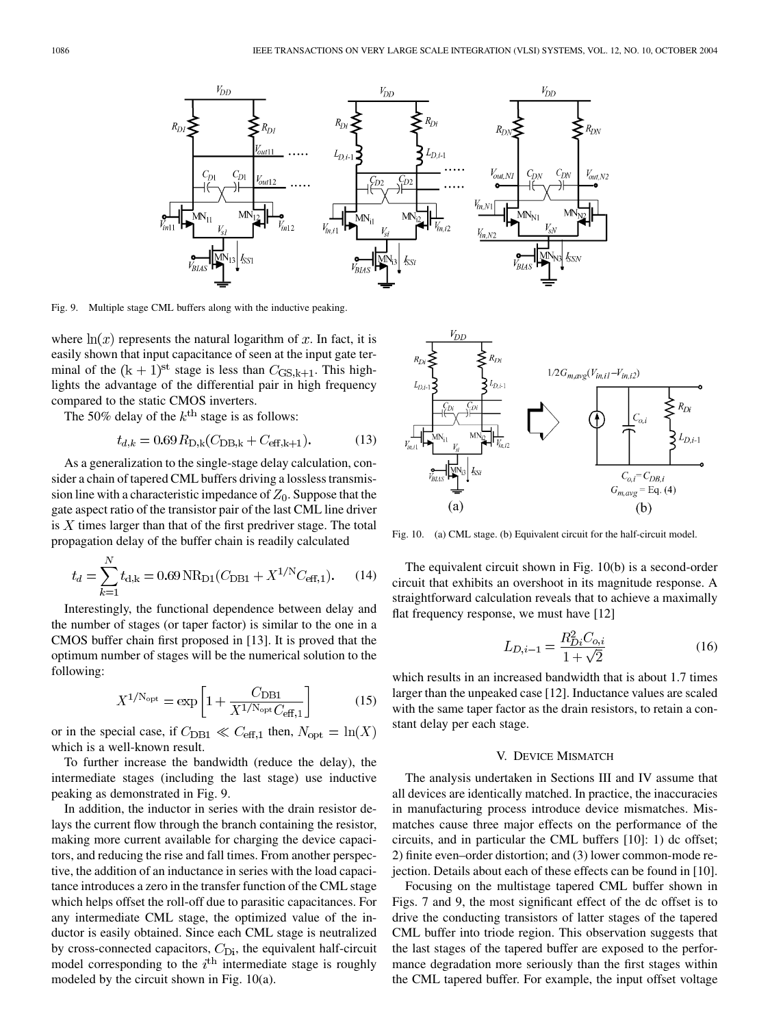Fig. 9. Multiple stage CML buffers along with the inductive peaking.

where $\ln(x)$ represents the natural logarithm of $x$. In fact, it is easily shown that input capacitance of seen at the input gate terminal of the $(k+1)^{\rm st}$ stage is less than $C_{\rm GS,k+1}$. This highlights the advantage of the differential pair in high frequency compared to the static CMOS inverters.

The 50% delay of the $k^{\rm th}$ stage is as follows:

$$t_{d,k} = 0.69 R_{\rm D,k}(C_{\rm DB,k} + C_{\rm eff,k+1}). \tag{13}$$

As a generalization to the single-stage delay calculation, consider a chain of tapered CML buffers driving a lossless transmission line with a characteristic impedance of $Z_0$. Suppose that the gate aspect ratio of the transistor pair of the last CML line driver is $X$ times larger than that of the first predriver stage. The total propagation delay of the buffer chain is readily calculated

$$t_d = \sum_{k=1}^{N} t_{\rm d,k} = 0.69\,{\rm N}R_{\rm D1}(C_{\rm DB1} + X^{1/{\rm N}} C_{\rm eff,1}). \tag{14}$$

Interestingly, the functional dependence between delay and the number of stages (or taper factor) is similar to the one in a CMOS buffer chain first proposed in [13]. It is proved that the optimum number of stages will be the numerical solution to the following:

$$X^{1/{\rm N_{opt}}} = \exp\left[1 + \frac{C_{\rm DB1}}{X^{1/{\rm N_{opt}}} C_{\rm eff,1}}\right] \tag{15}$$

or in the special case, if $C_{\rm DB1} \ll C_{\rm eff,1}$ then, $N_{\rm opt} = \ln(X)$ which is a well-known result.

To further increase the bandwidth (reduce the delay), the intermediate stages (including the last stage) use inductive peaking as demonstrated in Fig. 9.

In addition, the inductor in series with the drain resistor delays the current flow through the branch containing the resistor, making more current available for charging the device capacitors, and reducing the rise and fall times. From another perspective, the addition of an inductance in series with the load capacitance introduces a zero in the transfer function of the CML stage which helps offset the roll-off due to parasitic capacitances. For any intermediate CML stage, the optimized value of the inductor is easily obtained. Since each CML stage is neutralized by cross-connected capacitors, $C_{\rm Di}$, the equivalent half-circuit model corresponding to the $i^{\rm th}$ intermediate stage is roughly modeled by the circuit shown in Fig. 10(a).

Fig. 10. (a) CML stage. (b) Equivalent circuit for the half-circuit model.

The equivalent circuit shown in Fig. 10(b) is a second-order circuit that exhibits an overshoot in its magnitude response. A straightforward calculation reveals that to achieve a maximally flat frequency response, we must have [12]

$$L_{D,i-1} = \frac{R_{Di}^2 C_{o,i}}{1+\sqrt{2}} \tag{16}$$

which results in an increased bandwidth that is about 1.7 times larger than the unpeaked case [12]. Inductance values are scaled with the same taper factor as the drain resistors, to retain a constant delay per each stage.

## V. Device Mismatch

The analysis undertaken in Sections III and IV assume that all devices are identically matched. In practice, the inaccuracies in manufacturing process introduce device mismatches. Mismatches cause three major effects on the performance of the circuits, and in particular the CML buffers [10]: 1) dc offset; 2) finite even–order distortion; and (3) lower common-mode rejection. Details about each of these effects can be found in [10].

Focusing on the multistage tapered CML buffer shown in Figs. 7 and 9, the most significant effect of the dc offset is to drive the conducting transistors of latter stages of the tapered CML buffer into triode region. This observation suggests that the last stages of the tapered buffer are exposed to the performance degradation more seriously than the first stages within the CML tapered buffer. For example, the input offset voltage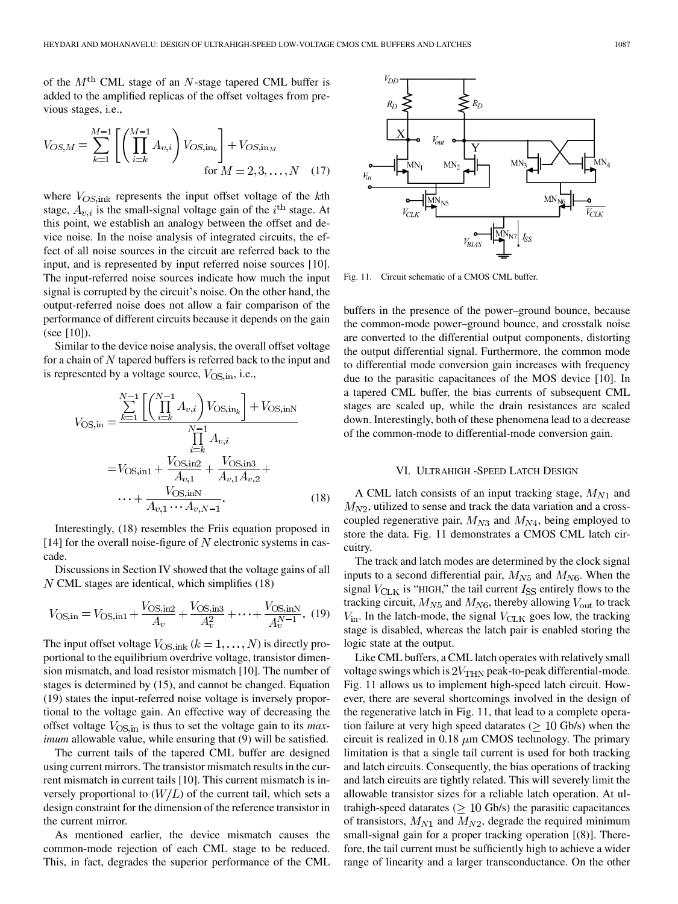of the $M^{\text{th}}$ CML stage of an $N$-stage tapered CML buffer is added to the amplified replicas of the offset voltages from previous stages, i.e.,

$$V_{OS,M} = \sum_{k=1}^{M-1} \left[ \left( \prod_{i=k}^{M-1} A_{v,i} \right) V_{OS,\text{in}_k} \right] + V_{OS,\text{in}_M} \quad \text{for } M = 2, 3, \ldots, N \quad (17)$$

where $V_{OS,\text{ink}}$ represents the input offset voltage of the $k$th stage, $A_{v,i}$ is the small-signal voltage gain of the $i^{\text{th}}$ stage. At this point, we establish an analogy between the offset and device noise. In the noise analysis of integrated circuits, the effect of all noise sources in the circuit are referred back to the input, and is represented by input referred noise sources [10]. The input-referred noise sources indicate how much the input signal is corrupted by the circuit's noise. On the other hand, the output-referred noise does not allow a fair comparison of the performance of different circuits because it depends on the gain (see [10]).

Similar to the device noise analysis, the overall offset voltage for a chain of $N$ tapered buffers is referred back to the input and is represented by a voltage source, $V_{\text{OS,in}}$, i.e.,

$$\begin{aligned} V_{\text{OS,in}} &= \frac{\sum_{k=1}^{N-1} \left[ \left( \prod_{i=k}^{N-1} A_{v,i} \right) V_{\text{OS,in}_k} \right] + V_{\text{OS,inN}}}{\prod_{i=k}^{N-1} A_{v,i}} \\ &= V_{\text{OS,in1}} + \frac{V_{\text{OS,in2}}}{A_{v,1}} + \frac{V_{\text{OS,in3}}}{A_{v,1} A_{v,2}} + \\ &\quad \cdots + \frac{V_{\text{OS,inN}}}{A_{v,1} \cdots A_{v,N-1}}. \end{aligned} \quad (18)$$

Interestingly, (18) resembles the Friis equation proposed in [14] for the overall noise-figure of $N$ electronic systems in cascade.

Discussions in Section IV showed that the voltage gains of all $N$ CML stages are identical, which simplifies (18)

$$V_{\text{OS,in}} = V_{\text{OS,in1}} + \frac{V_{\text{OS,in2}}}{A_v} + \frac{V_{\text{OS,in3}}}{A_v^2} + \cdots + \frac{V_{\text{OS,inN}}}{A_v^{N-1}}. \quad (19)$$

The input offset voltage $V_{\text{OS,ink}}$ ($k = 1, \ldots, N$) is directly proportional to the equilibrium overdrive voltage, transistor dimension mismatch, and load resistor mismatch [10]. The number of stages is determined by (15), and cannot be changed. Equation (19) states the input-referred noise voltage is inversely proportional to the voltage gain. An effective way of decreasing the offset voltage $V_{\text{OS,in}}$ is thus to set the voltage gain to its *maximum* allowable value, while ensuring that (9) will be satisfied.

The current tails of the tapered CML buffer are designed using current mirrors. The transistor mismatch results in the current mismatch in current tails [10]. This current mismatch is inversely proportional to $(W/L)$ of the current tail, which sets a design constraint for the dimension of the reference transistor in the current mirror.

As mentioned earlier, the device mismatch causes the common-mode rejection of each CML stage to be reduced. This, in fact, degrades the superior performance of the CML buffers in the presence of the power–ground bounce, because the common-mode power–ground bounce, and crosstalk noise are converted to the differential output components, distorting the output differential signal. Furthermore, the common mode to differential mode conversion gain increases with frequency due to the parasitic capacitances of the MOS device [10]. In a tapered CML buffer, the bias currents of subsequent CML stages are scaled up, while the drain resistances are scaled down. Interestingly, both of these phenomena lead to a decrease of the common-mode to differential-mode conversion gain.

Fig. 11. Circuit schematic of a CMOS CML buffer.

## VI. Ultrahigh-Speed Latch Design

A CML latch consists of an input tracking stage, $M_{N1}$ and $M_{N2}$, utilized to sense and track the data variation and a cross-coupled regenerative pair, $M_{N3}$ and $M_{N4}$, being employed to store the data. Fig. 11 demonstrates a CMOS CML latch circuitry.

The track and latch modes are determined by the clock signal inputs to a second differential pair, $M_{N5}$ and $M_{N6}$. When the signal $V_{\text{CLK}}$ is "HIGH," the tail current $I_{\text{SS}}$ entirely flows to the tracking circuit, $M_{N5}$ and $M_{N6}$, thereby allowing $V_{\text{out}}$ to track $V_{\text{in}}$. In the latch-mode, the signal $V_{\text{CLK}}$ goes low, the tracking stage is disabled, whereas the latch pair is enabled storing the logic state at the output.

Like CML buffers, a CML latch operates with relatively small voltage swings which is $2V_{\text{THN}}$ peak-to-peak differential-mode. Fig. 11 allows us to implement high-speed latch circuit. However, there are several shortcomings involved in the design of the regenerative latch in Fig. 11, that lead to a complete operation failure at very high speed datarates ($\geq 10$ Gb/s) when the circuit is realized in 0.18 $\mu$m CMOS technology. The primary limitation is that a single tail current is used for both tracking and latch circuits. Consequently, the bias operations of tracking and latch circuits are tightly related. This will severely limit the allowable transistor sizes for a reliable latch operation. At ultrahigh-speed datarates ($\geq 10$ Gb/s) the parasitic capacitances of transistors, $M_{N1}$ and $M_{N2}$, degrade the required minimum small-signal gain for a proper tracking operation [(8)]. Therefore, the tail current must be sufficiently high to achieve a wider range of linearity and a larger transconductance. On the other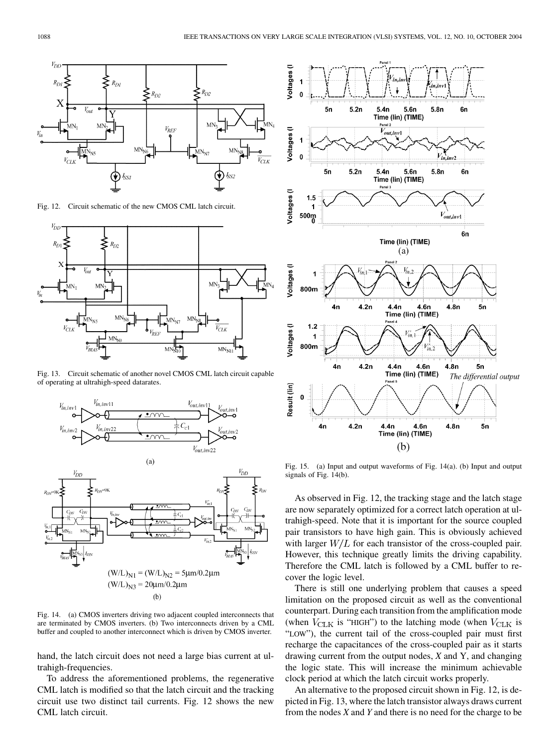Fig. 12. Circuit schematic of the new CMOS CML latch circuit.

Fig. 13. Circuit schematic of another novel CMOS CML latch circuit capable of operating at ultrahigh-speed datarates.

Fig. 14. (a) CMOS inverters driving two adjacent coupled interconnects that are terminated by CMOS inverters. (b) Two interconnects driven by a CML buffer and coupled to another interconnect which is driven by CMOS inverter.

hand, the latch circuit does not need a large bias current at ultrahigh-frequencies.

To address the aforementioned problems, the regenerative CML latch is modified so that the latch circuit and the tracking circuit use two distinct tail currents. Fig. 12 shows the new CML latch circuit.

Fig. 15. (a) Input and output waveforms of Fig. 14(a). (b) Input and output signals of Fig. 14(b).

As observed in Fig. 12, the tracking stage and the latch stage are now separately optimized for a correct latch operation at ultrahigh-speed. Note that it is important for the source coupled pair transistors to have high gain. This is obviously achieved with larger $W/L$ for each transistor of the cross-coupled pair. However, this technique greatly limits the driving capability. Therefore the CML latch is followed by a CML buffer to recover the logic level.

There is still one underlying problem that causes a speed limitation on the proposed circuit as well as the conventional counterpart. During each transition from the amplification mode (when $V_{\text{CLK}}$ is "HIGH") to the latching mode (when $V_{\text{CLK}}$ is "LOW"), the current tail of the cross-coupled pair must first recharge the capacitances of the cross-coupled pair as it starts drawing current from the output nodes, *X* and Y, and changing the logic state. This will increase the minimum achievable clock period at which the latch circuit works properly.

An alternative to the proposed circuit shown in Fig. 12, is depicted in Fig. 13, where the latch transistor always draws current from the nodes *X* and *Y* and there is no need for the charge to be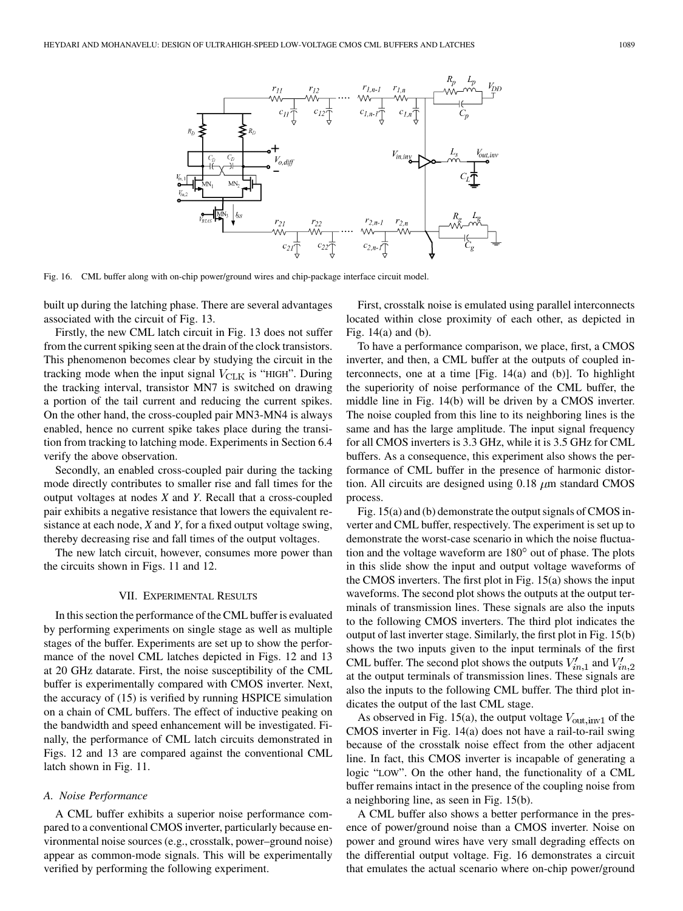Fig. 16. CML buffer along with on-chip power/ground wires and chip-package interface circuit model.

built up during the latching phase. There are several advantages associated with the circuit of Fig. 13.

Firstly, the new CML latch circuit in Fig. 13 does not suffer from the current spiking seen at the drain of the clock transistors. This phenomenon becomes clear by studying the circuit in the tracking mode when the input signal $V_{\text{CLK}}$ is "HIGH". During the tracking interval, transistor MN7 is switched on drawing a portion of the tail current and reducing the current spikes. On the other hand, the cross-coupled pair MN3-MN4 is always enabled, hence no current spike takes place during the transition from tracking to latching mode. Experiments in Section 6.4 verify the above observation.

Secondly, an enabled cross-coupled pair during the tacking mode directly contributes to smaller rise and fall times for the output voltages at nodes *X* and *Y*. Recall that a cross-coupled pair exhibits a negative resistance that lowers the equivalent resistance at each node, *X* and *Y*, for a fixed output voltage swing, thereby decreasing rise and fall times of the output voltages.

The new latch circuit, however, consumes more power than the circuits shown in Figs. 11 and 12.

## VII. Experimental Results

In this section the performance of the CML buffer is evaluated by performing experiments on single stage as well as multiple stages of the buffer. Experiments are set up to show the performance of the novel CML latches depicted in Figs. 12 and 13 at 20 GHz datarate. First, the noise susceptibility of the CML buffer is experimentally compared with CMOS inverter. Next, the accuracy of (15) is verified by running HSPICE simulation on a chain of CML buffers. The effect of inductive peaking on the bandwidth and speed enhancement will be investigated. Finally, the performance of CML latch circuits demonstrated in Figs. 12 and 13 are compared against the conventional CML latch shown in Fig. 11.

### A. Noise Performance

A CML buffer exhibits a superior noise performance compared to a conventional CMOS inverter, particularly because environmental noise sources (e.g., crosstalk, power–ground noise) appear as common-mode signals. This will be experimentally verified by performing the following experiment.

First, crosstalk noise is emulated using parallel interconnects located within close proximity of each other, as depicted in Fig. 14(a) and (b).

To have a performance comparison, we place, first, a CMOS inverter, and then, a CML buffer at the outputs of coupled interconnects, one at a time [Fig. 14(a) and (b)]. To highlight the superiority of noise performance of the CML buffer, the middle line in Fig. 14(b) will be driven by a CMOS inverter. The noise coupled from this line to its neighboring lines is the same and has the large amplitude. The input signal frequency for all CMOS inverters is 3.3 GHz, while it is 3.5 GHz for CML buffers. As a consequence, this experiment also shows the performance of CML buffer in the presence of harmonic distortion. All circuits are designed using 0.18 $\mu$m standard CMOS process.

Fig. 15(a) and (b) demonstrate the output signals of CMOS inverter and CML buffer, respectively. The experiment is set up to demonstrate the worst-case scenario in which the noise fluctuation and the voltage waveform are 180° out of phase. The plots in this slide show the input and output voltage waveforms of the CMOS inverters. The first plot in Fig. 15(a) shows the input waveforms. The second plot shows the outputs at the output terminals of transmission lines. These signals are also the inputs to the following CMOS inverters. The third plot indicates the output of last inverter stage. Similarly, the first plot in Fig. 15(b) shows the two inputs given to the input terminals of the first CML buffer. The second plot shows the outputs $V'_{in,1}$ and $V'_{in,2}$ at the output terminals of transmission lines. These signals are also the inputs to the following CML buffer. The third plot indicates the output of the last CML stage.

As observed in Fig. 15(a), the output voltage $V_{\text{out,inv1}}$ of the CMOS inverter in Fig. 14(a) does not have a rail-to-rail swing because of the crosstalk noise effect from the other adjacent line. In fact, this CMOS inverter is incapable of generating a logic "LOW". On the other hand, the functionality of a CML buffer remains intact in the presence of the coupling noise from a neighboring line, as seen in Fig. 15(b).

A CML buffer also shows a better performance in the presence of power/ground noise than a CMOS inverter. Noise on power and ground wires have very small degrading effects on the differential output voltage. Fig. 16 demonstrates a circuit that emulates the actual scenario where on-chip power/ground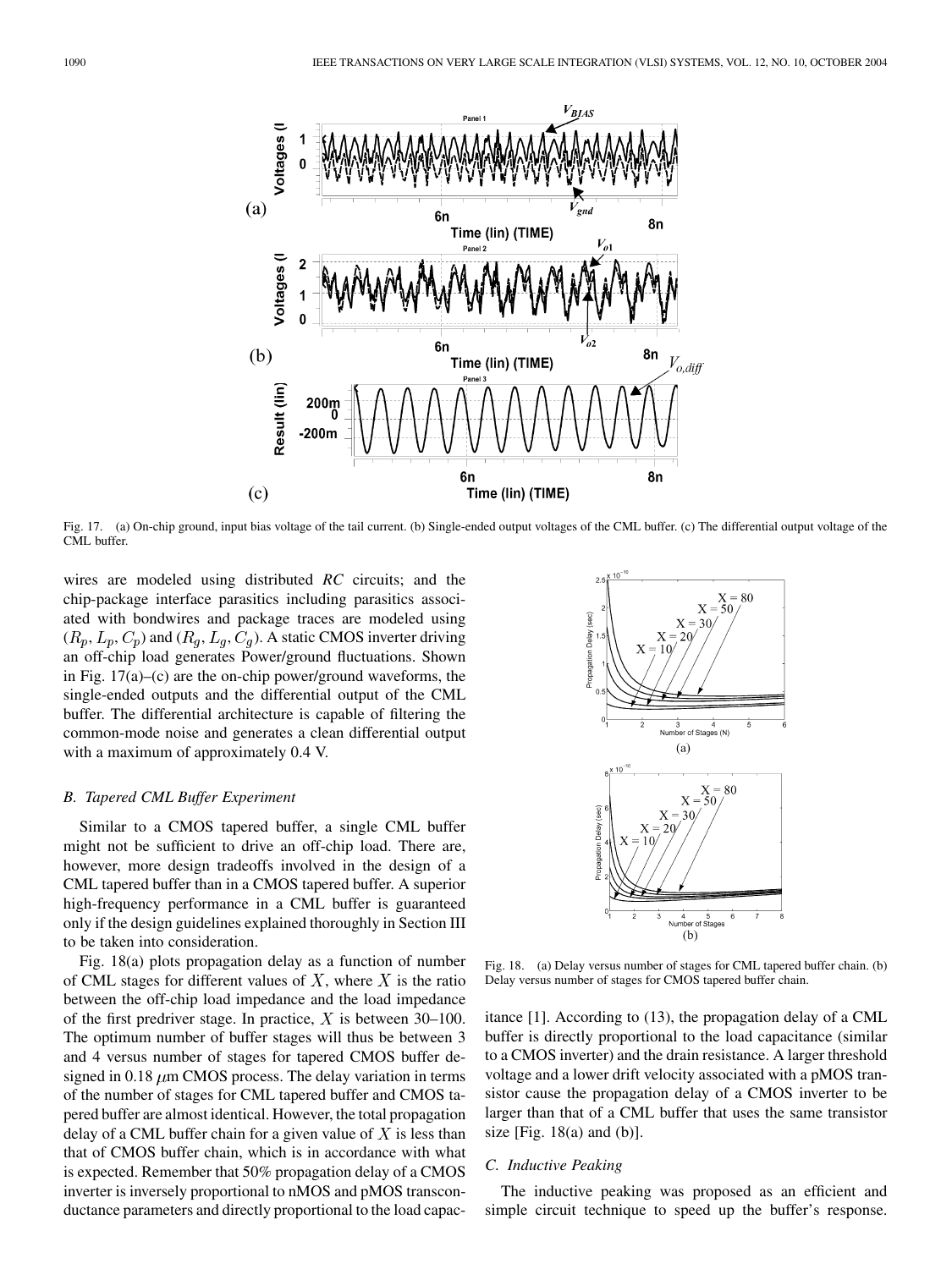Fig. 17. (a) On-chip ground, input bias voltage of the tail current. (b) Single-ended output voltages of the CML buffer. (c) The differential output voltage of the CML buffer.

wires are modeled using distributed *RC* circuits; and the chip-package interface parasitics including parasitics associated with bondwires and package traces are modeled using $(R_p, L_p, C_p)$ and $(R_g, L_g, C_g)$. A static CMOS inverter driving an off-chip load generates Power/ground fluctuations. Shown in Fig. 17(a)–(c) are the on-chip power/ground waveforms, the single-ended outputs and the differential output of the CML buffer. The differential architecture is capable of filtering the common-mode noise and generates a clean differential output with a maximum of approximately 0.4 V.

### *B. Tapered CML Buffer Experiment*

Similar to a CMOS tapered buffer, a single CML buffer might not be sufficient to drive an off-chip load. There are, however, more design tradeoffs involved in the design of a CML tapered buffer than in a CMOS tapered buffer. A superior high-frequency performance in a CML buffer is guaranteed only if the design guidelines explained thoroughly in Section III to be taken into consideration.

Fig. 18(a) plots propagation delay as a function of number of CML stages for different values of $X$, where $X$ is the ratio between the off-chip load impedance and the load impedance of the first predriver stage. In practice, $X$ is between 30–100. The optimum number of buffer stages will thus be between 3 and 4 versus number of stages for tapered CMOS buffer designed in 0.18 $\mu$m CMOS process. The delay variation in terms of the number of stages for CML tapered buffer and CMOS tapered buffer are almost identical. However, the total propagation delay of a CML buffer chain for a given value of $X$ is less than that of CMOS buffer chain, which is in accordance with what is expected. Remember that 50% propagation delay of a CMOS inverter is inversely proportional to nMOS and pMOS transconductance parameters and directly proportional to the load capacitance [1]. According to (13), the propagation delay of a CML buffer is directly proportional to the load capacitance (similar to a CMOS inverter) and the drain resistance. A larger threshold voltage and a lower drift velocity associated with a pMOS transistor cause the propagation delay of a CMOS inverter to be larger than that of a CML buffer that uses the same transistor size [Fig. 18(a) and (b)].

Fig. 18. (a) Delay versus number of stages for CML tapered buffer chain. (b) Delay versus number of stages for CMOS tapered buffer chain.

### *C. Inductive Peaking*

The inductive peaking was proposed as an efficient and simple circuit technique to speed up the buffer's response.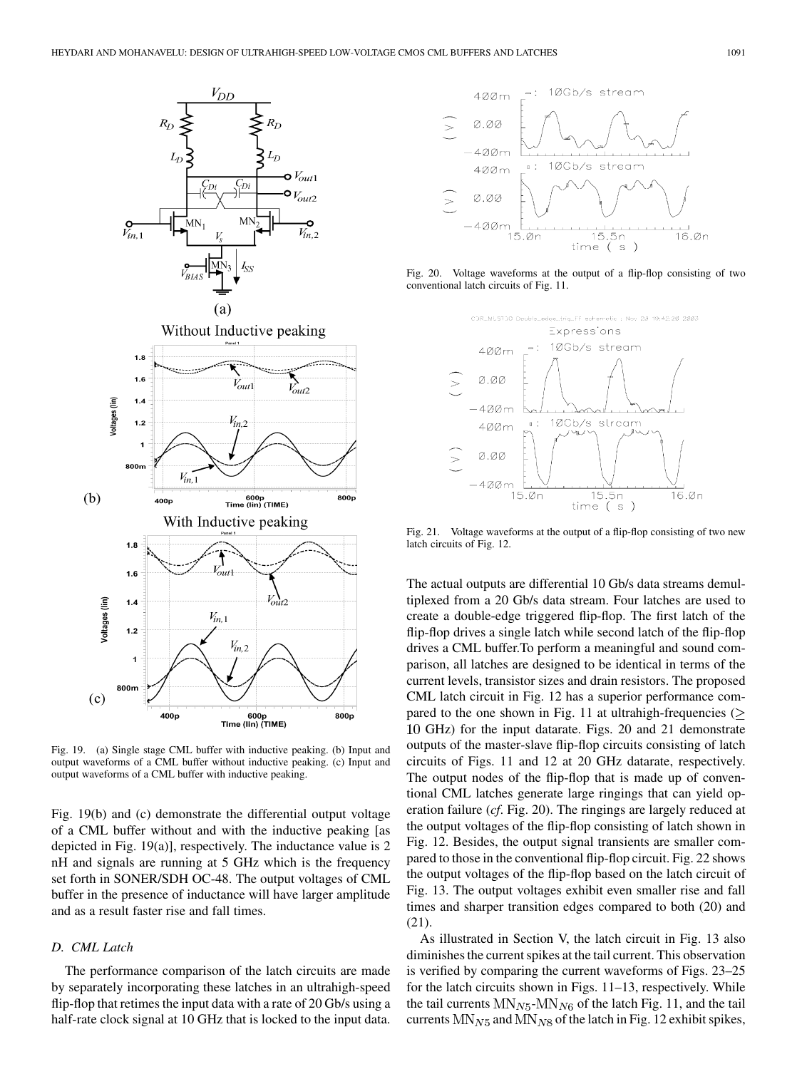Fig. 19. (a) Single stage CML buffer with inductive peaking. (b) Input and output waveforms of a CML buffer without inductive peaking. (c) Input and output waveforms of a CML buffer with inductive peaking.

Fig. 19(b) and (c) demonstrate the differential output voltage of a CML buffer without and with the inductive peaking [as depicted in Fig. 19(a)], respectively. The inductance value is 2 nH and signals are running at 5 GHz which is the frequency set forth in SONER/SDH OC-48. The output voltages of CML buffer in the presence of inductance will have larger amplitude and as a result faster rise and fall times.

### D. CML Latch

The performance comparison of the latch circuits are made by separately incorporating these latches in an ultrahigh-speed flip-flop that retimes the input data with a rate of 20 Gb/s using a half-rate clock signal at 10 GHz that is locked to the input data.

Fig. 20. Voltage waveforms at the output of a flip-flop consisting of two conventional latch circuits of Fig. 11.

Fig. 21. Voltage waveforms at the output of a flip-flop consisting of two new latch circuits of Fig. 12.

The actual outputs are differential 10 Gb/s data streams demultiplexed from a 20 Gb/s data stream. Four latches are used to create a double-edge triggered flip-flop. The first latch of the flip-flop drives a single latch while second latch of the flip-flop drives a CML buffer.To perform a meaningful and sound comparison, all latches are designed to be identical in terms of the current levels, transistor sizes and drain resistors. The proposed CML latch circuit in Fig. 12 has a superior performance compared to the one shown in Fig. 11 at ultrahigh-frequencies ($\geq$ 10 GHz) for the input datarate. Figs. 20 and 21 demonstrate outputs of the master-slave flip-flop circuits consisting of latch circuits of Figs. 11 and 12 at 20 GHz datarate, respectively. The output nodes of the flip-flop that is made up of conventional CML latches generate large ringings that can yield operation failure (*cf.* Fig. 20). The ringings are largely reduced at the output voltages of the flip-flop consisting of latch shown in Fig. 12. Besides, the output signal transients are smaller compared to those in the conventional flip-flop circuit. Fig. 22 shows the output voltages of the flip-flop based on the latch circuit of Fig. 13. The output voltages exhibit even smaller rise and fall times and sharper transition edges compared to both (20) and (21).

As illustrated in Section V, the latch circuit in Fig. 13 also diminishes the current spikes at the tail current. This observation is verified by comparing the current waveforms of Figs. 23–25 for the latch circuits shown in Figs. 11–13, respectively. While the tail currents $MN_{N5}$-$MN_{N6}$ of the latch Fig. 11, and the tail currents $MN_{N5}$ and $MN_{N8}$ of the latch in Fig. 12 exhibit spikes,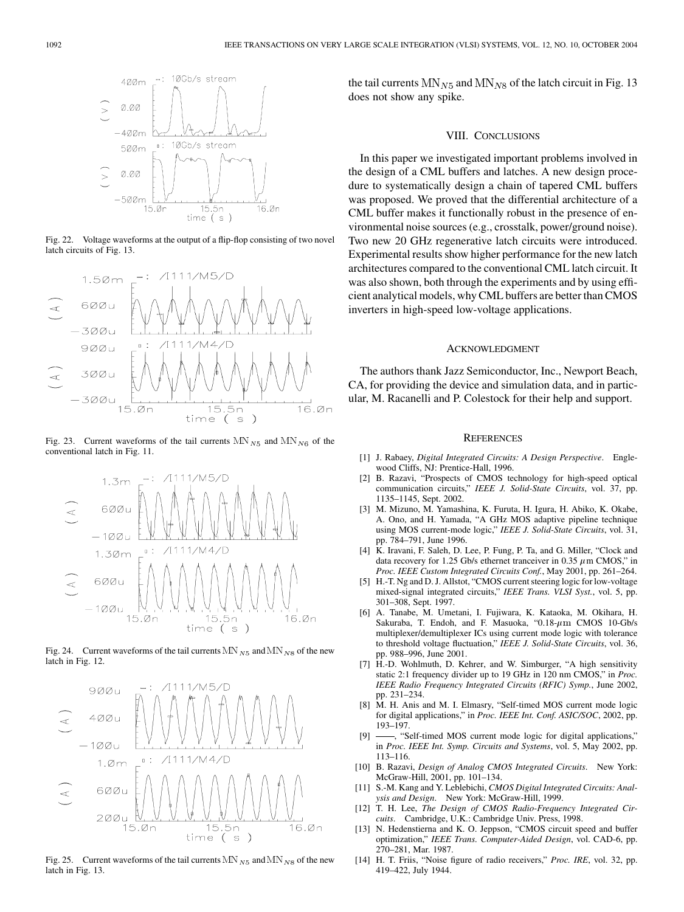Fig. 22. Voltage waveforms at the output of a flip-flop consisting of two novel latch circuits of Fig. 13.

Fig. 23. Current waveforms of the tail currents $\mathrm{MN}_{N5}$ and $\mathrm{MN}_{N6}$ of the conventional latch in Fig. 11.

Fig. 24. Current waveforms of the tail currents $\mathrm{MN}_{N5}$ and $\mathrm{MN}_{N8}$ of the new latch in Fig. 12.

Fig. 25. Current waveforms of the tail currents $\mathrm{MN}_{N5}$ and $\mathrm{MN}_{N8}$ of the new latch in Fig. 13.

the tail currents $\mathrm{MN}_{N5}$ and $\mathrm{MN}_{N8}$ of the latch circuit in Fig. 13 does not show any spike.

## VIII. Conclusions

In this paper we investigated important problems involved in the design of a CML buffers and latches. A new design procedure to systematically design a chain of tapered CML buffers was proposed. We proved that the differential architecture of a CML buffer makes it functionally robust in the presence of environmental noise sources (e.g., crosstalk, power/ground noise). Two new 20 GHz regenerative latch circuits were introduced. Experimental results show higher performance for the new latch architectures compared to the conventional CML latch circuit. It was also shown, both through the experiments and by using efficient analytical models, why CML buffers are better than CMOS inverters in high-speed low-voltage applications.

## Acknowledgment

The authors thank Jazz Semiconductor, Inc., Newport Beach, CA, for providing the device and simulation data, and in particular, M. Racanelli and P. Colestock for their help and support.

## References

[1] J. Rabaey, *Digital Integrated Circuits: A Design Perspective*. Englewood Cliffs, NJ: Prentice-Hall, 1996.

[2] B. Razavi, "Prospects of CMOS technology for high-speed optical communication circuits," *IEEE J. Solid-State Circuits*, vol. 37, pp. 1135–1145, Sept. 2002.

[3] M. Mizuno, M. Yamashina, K. Furuta, H. Igura, H. Abiko, K. Okabe, A. Ono, and H. Yamada, "A GHz MOS adaptive pipeline technique using MOS current-mode logic," *IEEE J. Solid-State Circuits*, vol. 31, pp. 784–791, June 1996.

[4] K. Iravani, F. Saleh, D. Lee, P. Fung, P. Ta, and G. Miller, "Clock and data recovery for 1.25 Gb/s ethernet tranceiver in 0.35 $\mu$m CMOS," in *Proc. IEEE Custom Integrated Circuits Conf.*, May 2001, pp. 261–264.

[5] H.-T. Ng and D. J. Allstot, "CMOS current steering logic for low-voltage mixed-signal integrated circuits," *IEEE Trans. VLSI Syst.*, vol. 5, pp. 301–308, Sept. 1997.

[6] A. Tanabe, M. Umetani, I. Fujiwara, K. Kataoka, M. Okihara, H. Sakuraba, T. Endoh, and F. Masuoka, "0.18-$\mu$m CMOS 10-Gb/s multiplexer/demultiplexer ICs using current mode logic with tolerance to threshold voltage fluctuation," *IEEE J. Solid-State Circuits*, vol. 36, pp. 988–996, June 2001.

[7] H.-D. Wohlmuth, D. Kehrer, and W. Simburger, "A high sensitivity static 2:1 frequency divider up to 19 GHz in 120 nm CMOS," in *Proc. IEEE Radio Frequency Integrated Circuits (RFIC) Symp.*, June 2002, pp. 231–234.

[8] M. H. Anis and M. I. Elmasry, "Self-timed MOS current mode logic for digital applications," in *Proc. IEEE Int. Conf. ASIC/SOC*, 2002, pp. 193–197.

[9] ——, "Self-timed MOS current mode logic for digital applications," in *Proc. IEEE Int. Symp. Circuits and Systems*, vol. 5, May 2002, pp. 113–116.

[10] B. Razavi, *Design of Analog CMOS Integrated Circuits*. New York: McGraw-Hill, 2001, pp. 101–134.

[11] S.-M. Kang and Y. Leblebichi, *CMOS Digital Integrated Circuits: Analysis and Design*. New York: McGraw-Hill, 1999.

[12] T. H. Lee, *The Design of CMOS Radio-Frequency Integrated Circuits*. Cambridge, U.K.: Cambridge Univ. Press, 1998.

[13] N. Hedenstierna and K. O. Jeppson, "CMOS circuit speed and buffer optimization," *IEEE Trans. Computer-Aided Design*, vol. CAD-6, pp. 270–281, Mar. 1987.

[14] H. T. Friis, "Noise figure of radio receivers," *Proc. IRE*, vol. 32, pp. 419–422, July 1944.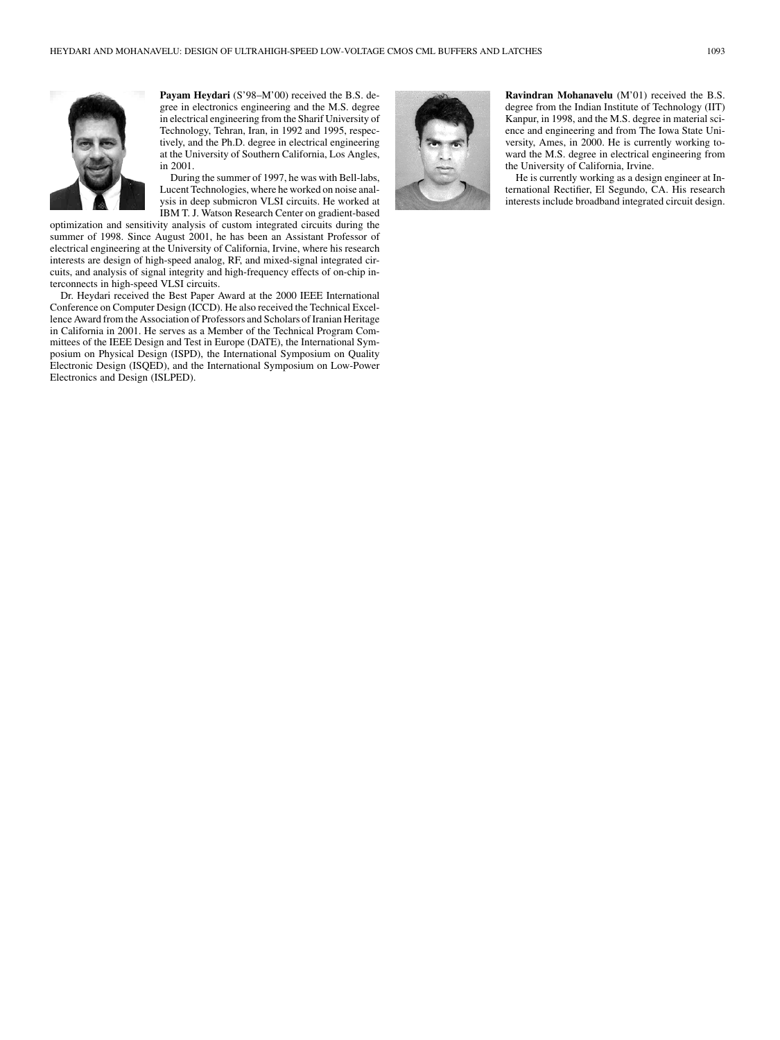**Payam Heydari** (S'98–M'00) received the B.S. degree in electronics engineering and the M.S. degree in electrical engineering from the Sharif University of Technology, Tehran, Iran, in 1992 and 1995, respectively, and the Ph.D. degree in electrical engineering at the University of Southern California, Los Angles, in 2001.

During the summer of 1997, he was with Bell-labs, Lucent Technologies, where he worked on noise analysis in deep submicron VLSI circuits. He worked at IBM T. J. Watson Research Center on gradient-based optimization and sensitivity analysis of custom integrated circuits during the summer of 1998. Since August 2001, he has been an Assistant Professor of electrical engineering at the University of California, Irvine, where his research interests are design of high-speed analog, RF, and mixed-signal integrated circuits, and analysis of signal integrity and high-frequency effects of on-chip interconnects in high-speed VLSI circuits.

Dr. Heydari received the Best Paper Award at the 2000 IEEE International Conference on Computer Design (ICCD). He also received the Technical Excellence Award from the Association of Professors and Scholars of Iranian Heritage in California in 2001. He serves as a Member of the Technical Program Committees of the IEEE Design and Test in Europe (DATE), the International Symposium on Physical Design (ISPD), the International Symposium on Quality Electronic Design (ISQED), and the International Symposium on Low-Power Electronics and Design (ISLPED).

**Ravindran Mohanavelu** (M'01) received the B.S. degree from the Indian Institute of Technology (IIT) Kanpur, in 1998, and the M.S. degree in material science and engineering and from The Iowa State University, Ames, in 2000. He is currently working toward the M.S. degree in electrical engineering from the University of California, Irvine.

He is currently working as a design engineer at International Rectifier, El Segundo, CA. His research interests include broadband integrated circuit design.